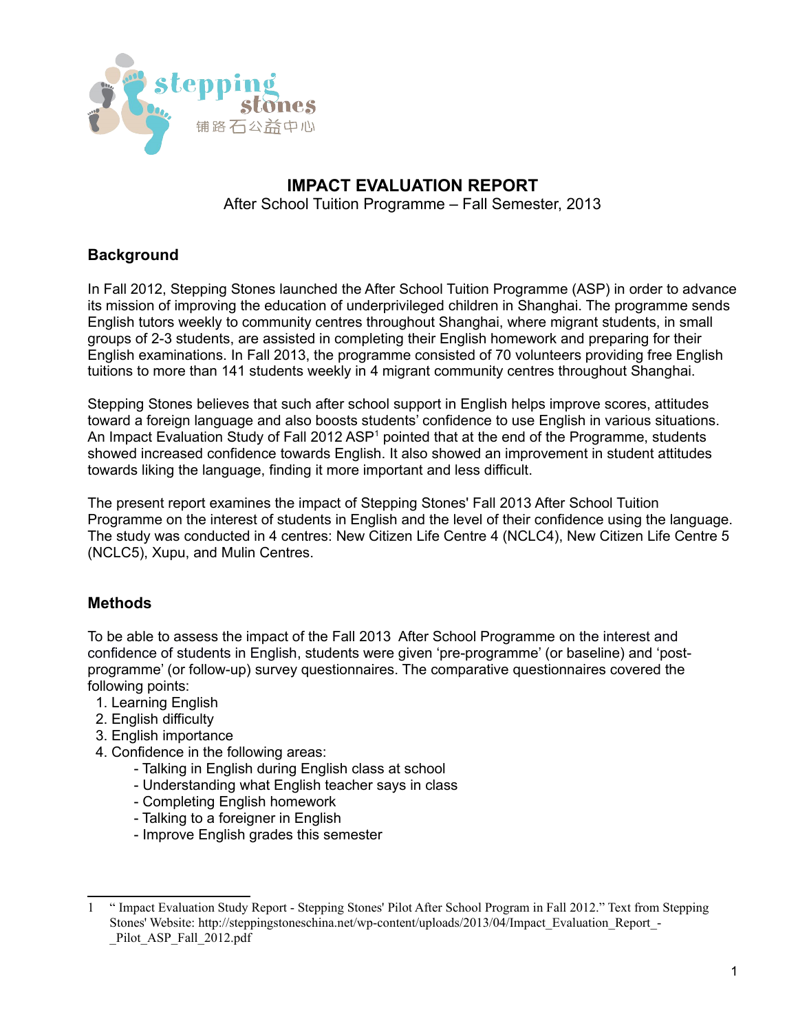# IMPACT EVALUATION REPORT

After School Tuition Programme – Fall Semester, 2013

## Background

In Fall 2012, Stepping Stones launched the After School Tuition Programme (ASP) in order to advance its mission of improving the education of underprivileged children in Shanghai. The programme sends English tutors weekly to community centres throughout Shanghai, where migrant students, in small groups of 2-3 students, are assisted in completing their English homework and preparing for their English examinations. In Fall 2013, the programme consisted of 70 volunteers providing free English tuitions to more than 141 students weekly in 4 migrant community centres throughout Shanghai.

Stepping Stones believes that such after school support in English helps improve scores, attitudes toward a foreign language and also boosts students' confidence to use English in various situations. An Impact Evaluation Study of Fall 2012 ASP[1] pointed that at the end of the Programme, students showed increased confidence towards English. It also showed an improvement in student attitudes towards liking the language, finding it more important and less difficult.

The present report examines the impact of Stepping Stones' Fall 2013 After School Tuition Programme on the interest of students in English and the level of their confidence using the language. The study was conducted in 4 centres: New Citizen Life Centre 4 (NCLC4), New Citizen Life Centre 5 (NCLC5), Xupu, and Mulin Centres.

## Methods

To be able to assess the impact of the Fall 2013 After School Programme on the interest and confidence of students in English, students were given 'pre-programme' (or baseline) and 'post-programme' (or follow-up) survey questionnaires. The comparative questionnaires covered the following points:

1. Learning English
2. English difficulty
3. English importance
4. Confidence in the following areas:
   - Talking in English during English class at school
   - Understanding what English teacher says in class
   - Completing English homework
   - Talking to a foreigner in English
   - Improve English grades this semester

---

1 " Impact Evaluation Study Report - Stepping Stones' Pilot After School Program in Fall 2012." Text from Stepping Stones' Website: http://steppingstoneschina.net/wp-content/uploads/2013/04/Impact_Evaluation_Report_-_Pilot_ASP_Fall_2012.pdf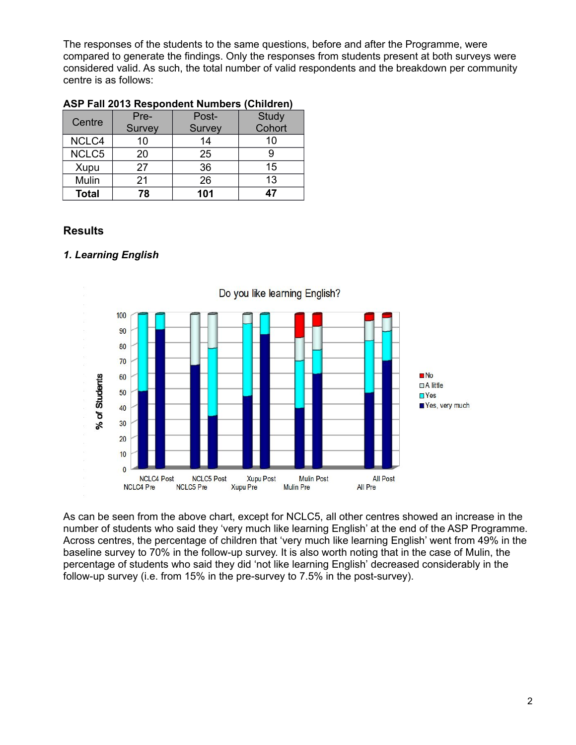The responses of the students to the same questions, before and after the Programme, were compared to generate the findings. Only the responses from students present at both surveys were considered valid. As such, the total number of valid respondents and the breakdown per community centre is as follows:

**ASP Fall 2013 Respondent Numbers (Children)**

| Centre | Pre-Survey | Post-Survey | Study Cohort |
|---|---|---|---|
| NCLC4 | 10 | 14 | 10 |
| NCLC5 | 20 | 25 | 9 |
| Xupu | 27 | 36 | 15 |
| Mulin | 21 | 26 | 13 |
| **Total** | **78** | **101** | **47** |

## Results

### *1. Learning English*

As can be seen from the above chart, except for NCLC5, all other centres showed an increase in the number of students who said they 'very much like learning English' at the end of the ASP Programme. Across centres, the percentage of children that 'very much like learning English' went from 49% in the baseline survey to 70% in the follow-up survey. It is also worth noting that in the case of Mulin, the percentage of students who said they did 'not like learning English' decreased considerably in the follow-up survey (i.e. from 15% in the pre-survey to 7.5% in the post-survey).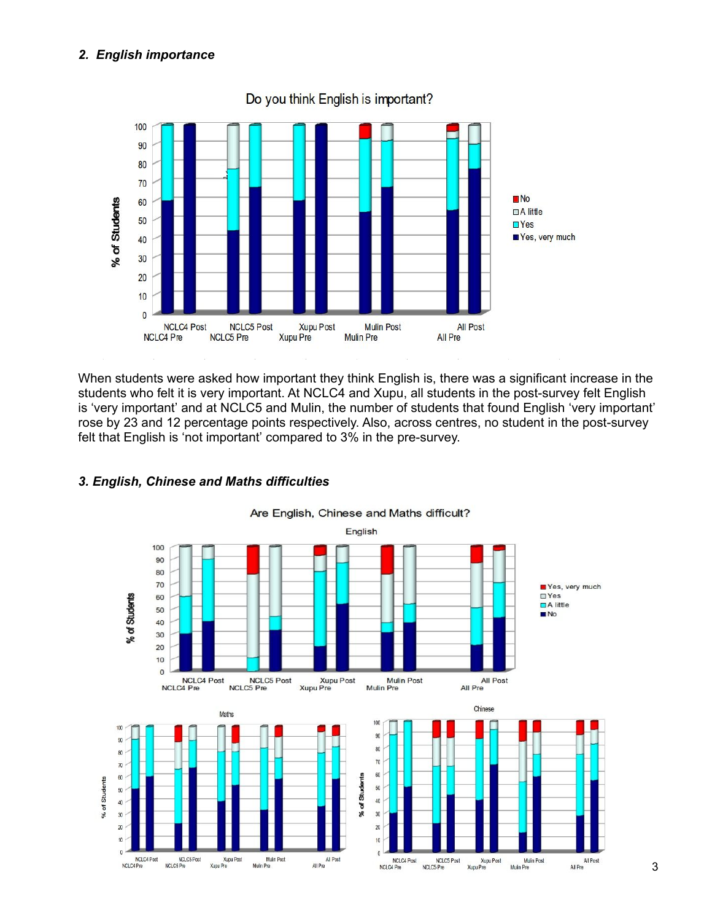### *2. English importance*

When students were asked how important they think English is, there was a significant increase in the students who felt it is very important. At NCLC4 and Xupu, all students in the post-survey felt English is 'very important' and at NCLC5 and Mulin, the number of students that found English 'very important' rose by 23 and 12 percentage points respectively. Also, across centres, no student in the post-survey felt that English is 'not important' compared to 3% in the pre-survey.

### *3. English, Chinese and Maths difficulties*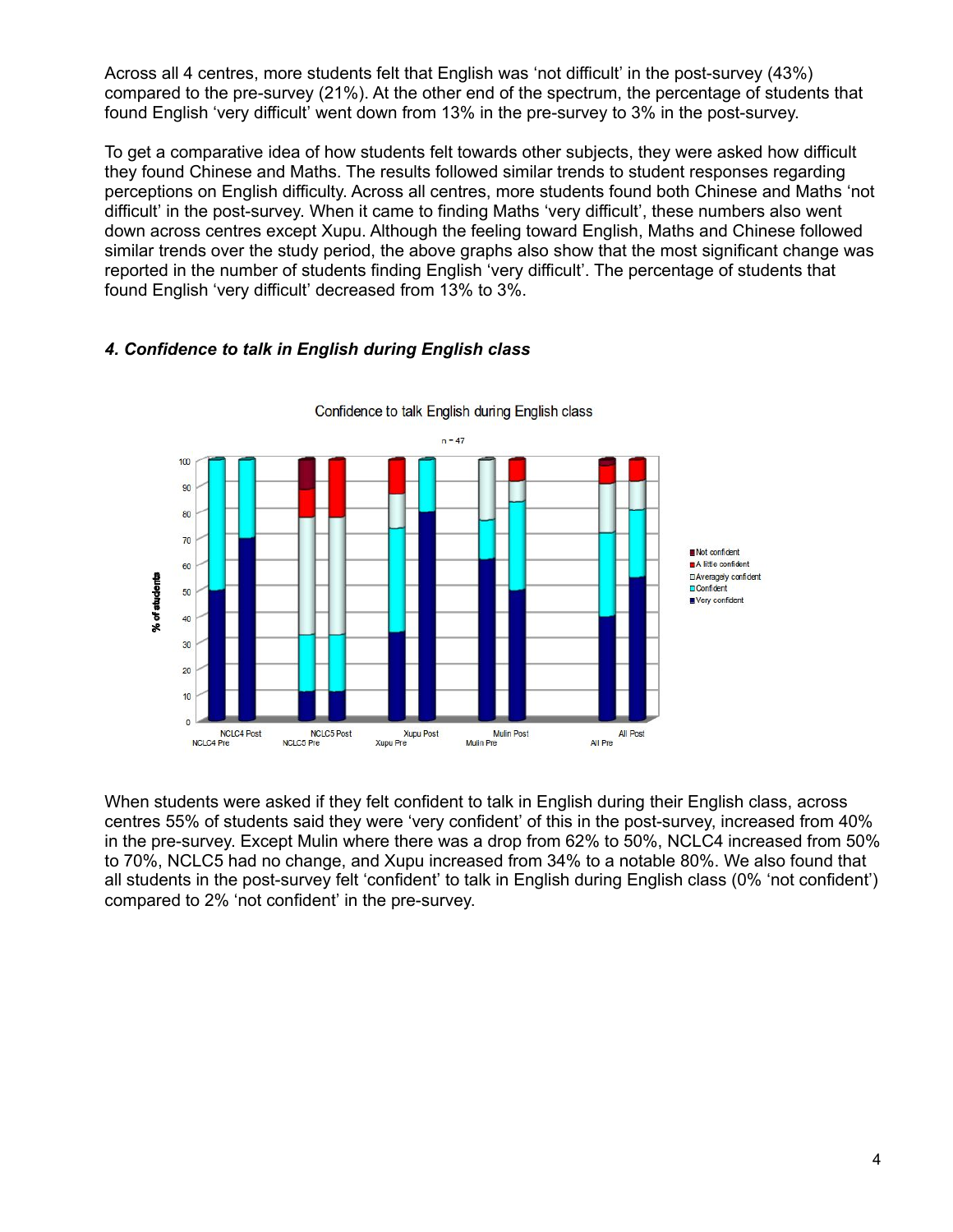Across all 4 centres, more students felt that English was 'not difficult' in the post-survey (43%) compared to the pre-survey (21%). At the other end of the spectrum, the percentage of students that found English 'very difficult' went down from 13% in the pre-survey to 3% in the post-survey.

To get a comparative idea of how students felt towards other subjects, they were asked how difficult they found Chinese and Maths. The results followed similar trends to student responses regarding perceptions on English difficulty. Across all centres, more students found both Chinese and Maths 'not difficult' in the post-survey. When it came to finding Maths 'very difficult', these numbers also went down across centres except Xupu. Although the feeling toward English, Maths and Chinese followed similar trends over the study period, the above graphs also show that the most significant change was reported in the number of students finding English 'very difficult'. The percentage of students that found English 'very difficult' decreased from 13% to 3%.

#### *4. Confidence to talk in English during English class*

When students were asked if they felt confident to talk in English during their English class, across centres 55% of students said they were 'very confident' of this in the post-survey, increased from 40% in the pre-survey. Except Mulin where there was a drop from 62% to 50%, NCLC4 increased from 50% to 70%, NCLC5 had no change, and Xupu increased from 34% to a notable 80%. We also found that all students in the post-survey felt 'confident' to talk in English during English class (0% 'not confident') compared to 2% 'not confident' in the pre-survey.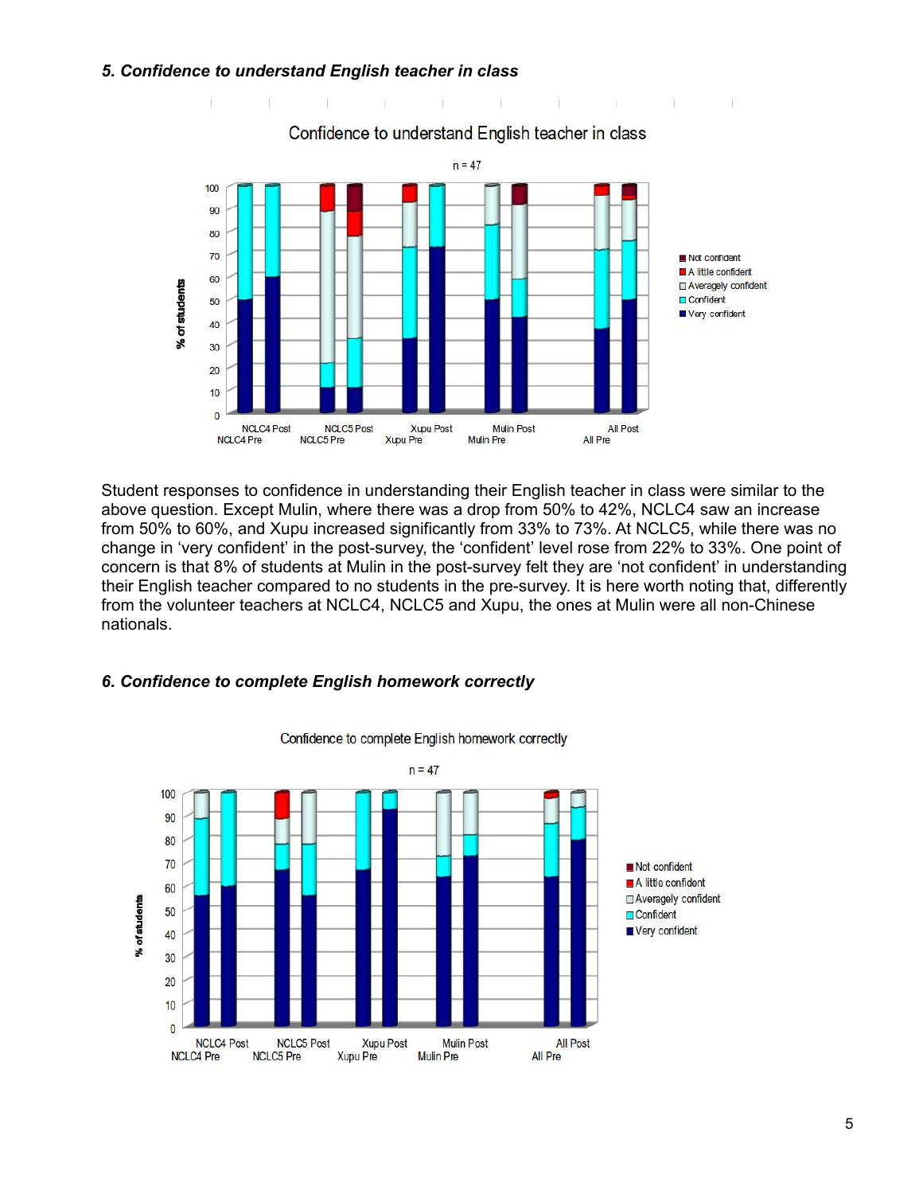### *5. Confidence to understand English teacher in class*

Student responses to confidence in understanding their English teacher in class were similar to the above question. Except Mulin, where there was a drop from 50% to 42%, NCLC4 saw an increase from 50% to 60%, and Xupu increased significantly from 33% to 73%. At NCLC5, while there was no change in 'very confident' in the post-survey, the 'confident' level rose from 22% to 33%. One point of concern is that 8% of students at Mulin in the post-survey felt they are 'not confident' in understanding their English teacher compared to no students in the pre-survey. It is here worth noting that, differently from the volunteer teachers at NCLC4, NCLC5 and Xupu, the ones at Mulin were all non-Chinese nationals.

### *6. Confidence to complete English homework correctly*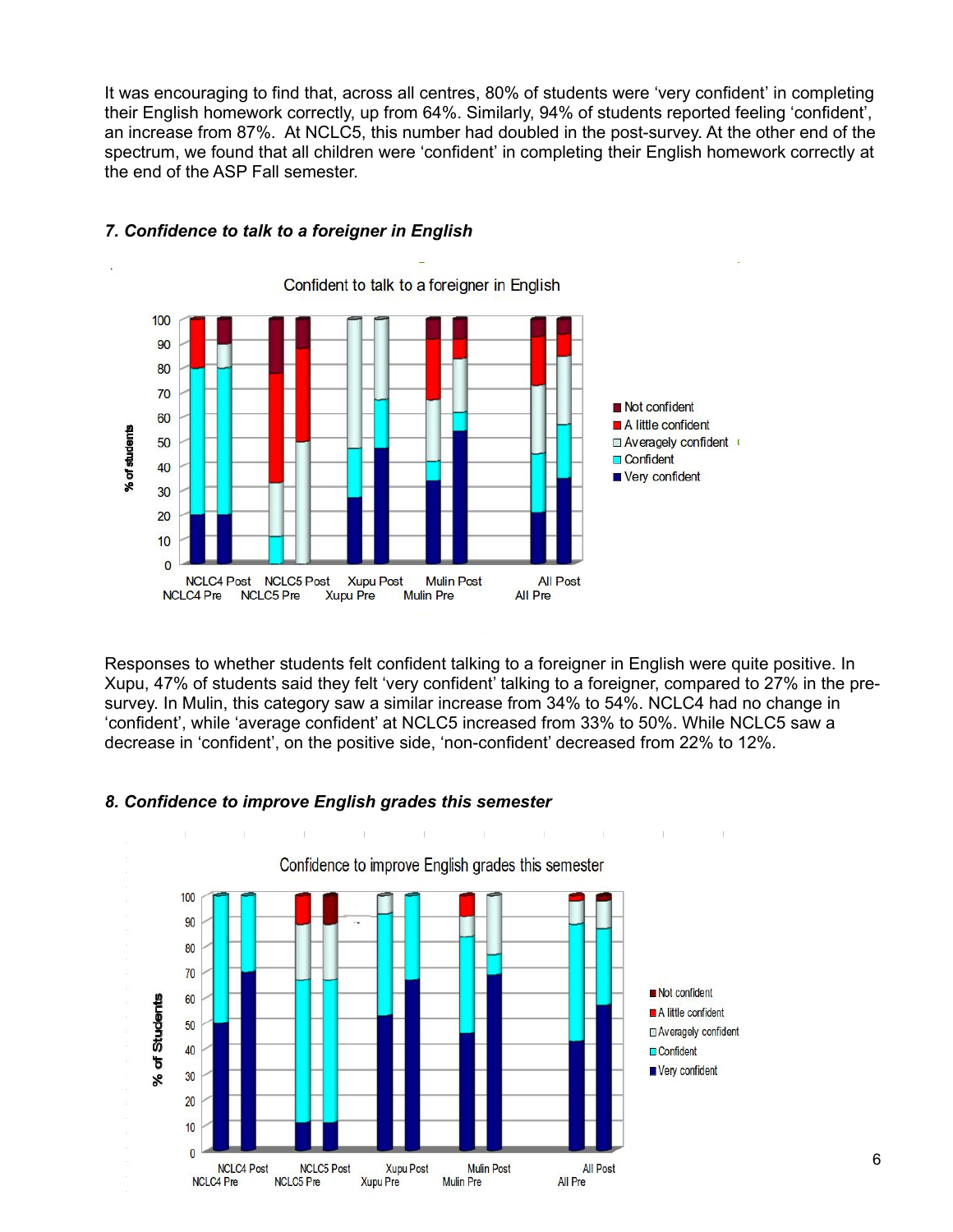It was encouraging to find that, across all centres, 80% of students were 'very confident' in completing their English homework correctly, up from 64%. Similarly, 94% of students reported feeling 'confident', an increase from 87%. At NCLC5, this number had doubled in the post-survey. At the other end of the spectrum, we found that all children were 'confident' in completing their English homework correctly at the end of the ASP Fall semester.

### *7. Confidence to talk to a foreigner in English*

Responses to whether students felt confident talking to a foreigner in English were quite positive. In Xupu, 47% of students said they felt 'very confident' talking to a foreigner, compared to 27% in the pre-survey. In Mulin, this category saw a similar increase from 34% to 54%. NCLC4 had no change in 'confident', while 'average confident' at NCLC5 increased from 33% to 50%. While NCLC5 saw a decrease in 'confident', on the positive side, 'non-confident' decreased from 22% to 12%.

### *8. Confidence to improve English grades this semester*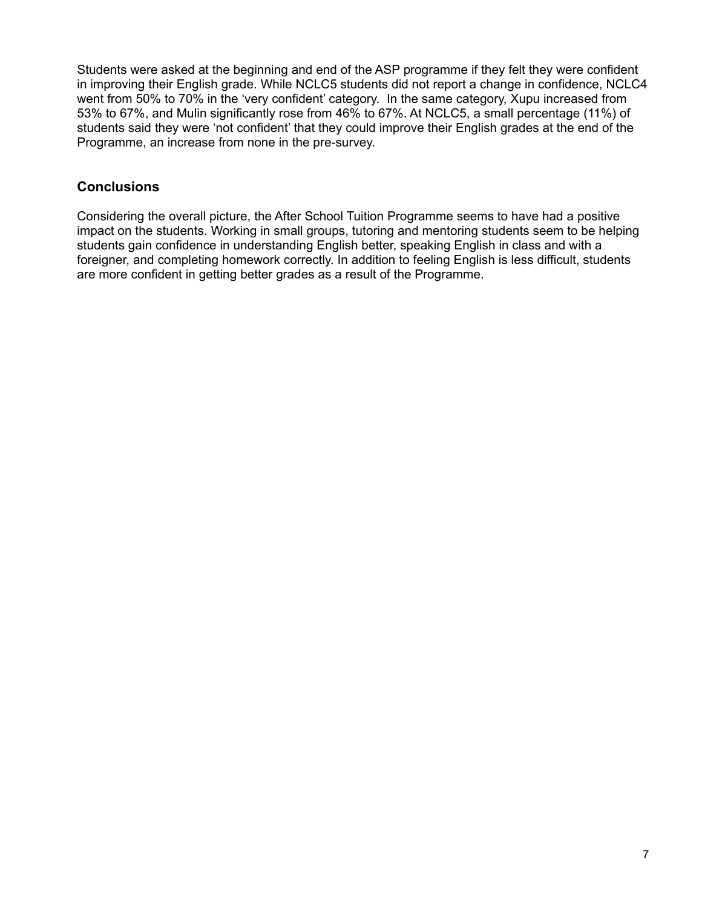Students were asked at the beginning and end of the ASP programme if they felt they were confident in improving their English grade. While NCLC5 students did not report a change in confidence, NCLC4 went from 50% to 70% in the 'very confident' category. In the same category, Xupu increased from 53% to 67%, and Mulin significantly rose from 46% to 67%. At NCLC5, a small percentage (11%) of students said they were 'not confident' that they could improve their English grades at the end of the Programme, an increase from none in the pre-survey.

## Conclusions

Considering the overall picture, the After School Tuition Programme seems to have had a positive impact on the students. Working in small groups, tutoring and mentoring students seem to be helping students gain confidence in understanding English better, speaking English in class and with a foreigner, and completing homework correctly. In addition to feeling English is less difficult, students are more confident in getting better grades as a result of the Programme.